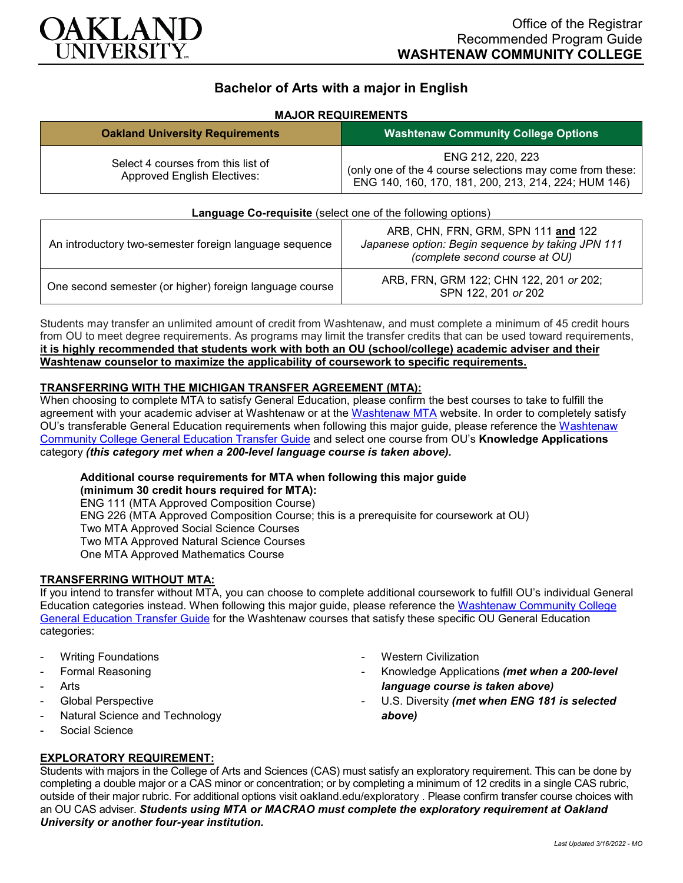Office of the Registrar
Recommended Program Guide
**WASHTENAW COMMUNITY COLLEGE**

# Bachelor of Arts with a major in English

**MAJOR REQUIREMENTS**

| Oakland University Requirements | Washtenaw Community College Options |
|---|---|
| Select 4 courses from this list of Approved English Electives: | ENG 212, 220, 223 (only one of the 4 course selections may come from these: ENG 140, 160, 170, 181, 200, 213, 214, 224; HUM 146) |

**Language Co-requisite** (select one of the following options)

| | |
|---|---|
| An introductory two-semester foreign language sequence | ARB, CHN, FRN, GRM, SPN 111 **and** 122 *Japanese option: Begin sequence by taking JPN 111 (complete second course at OU)* |
| One second semester (or higher) foreign language course | ARB, FRN, GRM 122; CHN 122, 201 *or* 202; SPN 122, 201 *or* 202 |

Students may transfer an unlimited amount of credit from Washtenaw, and must complete a minimum of 45 credit hours from OU to meet degree requirements. As programs may limit the transfer credits that can be used toward requirements, **it is highly recommended that students work with both an OU (school/college) academic adviser and their Washtenaw counselor to maximize the applicability of coursework to specific requirements.**

## TRANSFERRING WITH THE MICHIGAN TRANSFER AGREEMENT (MTA):

When choosing to complete MTA to satisfy General Education, please confirm the best courses to take to fulfill the agreement with your academic adviser at Washtenaw or at the Washtenaw MTA website. In order to completely satisfy OU's transferable General Education requirements when following this major guide, please reference the Washtenaw Community College General Education Transfer Guide and select one course from OU's **Knowledge Applications** category ***(this category met when a 200-level language course is taken above).***

**Additional course requirements for MTA when following this major guide (minimum 30 credit hours required for MTA):**
ENG 111 (MTA Approved Composition Course)
ENG 226 (MTA Approved Composition Course; this is a prerequisite for coursework at OU)
Two MTA Approved Social Science Courses
Two MTA Approved Natural Science Courses
One MTA Approved Mathematics Course

## TRANSFERRING WITHOUT MTA:

If you intend to transfer without MTA, you can choose to complete additional coursework to fulfill OU's individual General Education categories instead. When following this major guide, please reference the Washtenaw Community College General Education Transfer Guide for the Washtenaw courses that satisfy these specific OU General Education categories:

- Writing Foundations
- Formal Reasoning
- Arts
- Global Perspective
- Natural Science and Technology
- Social Science
- Western Civilization
- Knowledge Applications ***(met when a 200-level language course is taken above)***
- U.S. Diversity ***(met when ENG 181 is selected above)***

## EXPLORATORY REQUIREMENT:

Students with majors in the College of Arts and Sciences (CAS) must satisfy an exploratory requirement. This can be done by completing a double major or a CAS minor or concentration; or by completing a minimum of 12 credits in a single CAS rubric, outside of their major rubric. For additional options visit oakland.edu/exploratory . Please confirm transfer course choices with an OU CAS adviser. ***Students using MTA or MACRAO must complete the exploratory requirement at Oakland University or another four-year institution.***

*Last Updated 3/16/2022 - MO*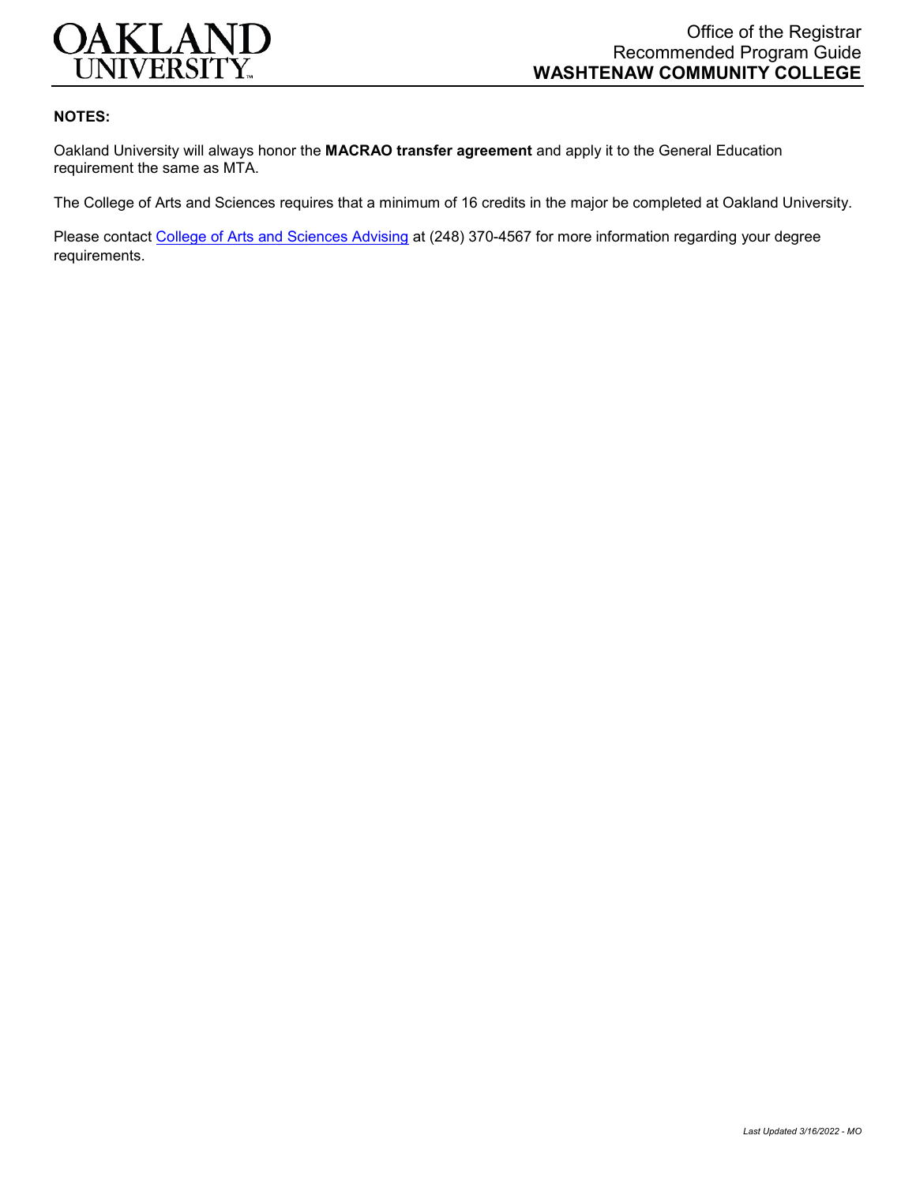**NOTES:**

Oakland University will always honor the **MACRAO transfer agreement** and apply it to the General Education requirement the same as MTA.

The College of Arts and Sciences requires that a minimum of 16 credits in the major be completed at Oakland University.

Please contact College of Arts and Sciences Advising at (248) 370-4567 for more information regarding your degree requirements.

*Last Updated 3/16/2022 - MO*